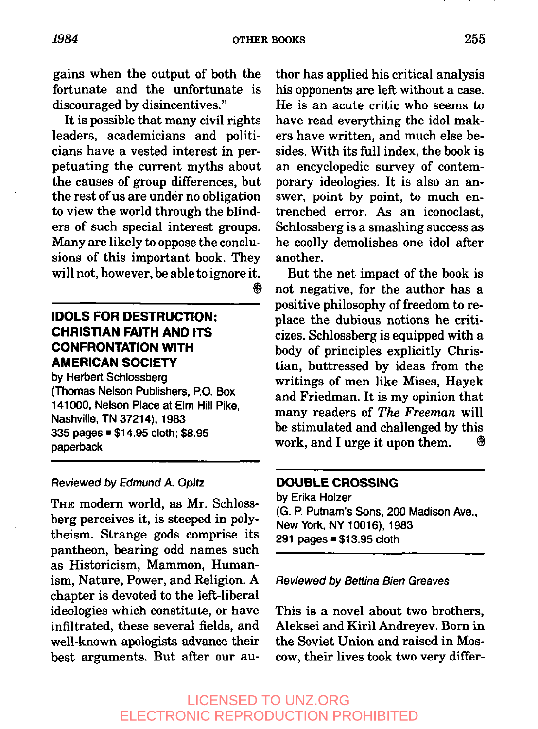gains when the output of both the fortunate and the unfortunate is discouraged by disincentives."

It is possible that many civil rights leaders, academicians and politicians have a vested interest in perpetuating the current myths about the causes of group differences, but the rest of us are under no obligation to view the world through the blinders of such special interest groups. Many are likely to oppose the conclusions of this important book. They will not, however, be able to ignore it. ⊕

---

## IDOLS FOR DESTRUCTION: CHRISTIAN FAITH AND ITS CONFRONTATION WITH AMERICAN SOCIETY

by Herbert Schlossberg
(Thomas Nelson Publishers, P.O. Box 141000, Nelson Place at Elm Hill Pike, Nashville, TN 37214), 1983
335 pages ■ $14.95 cloth; $8.95 paperback

---

*Reviewed by Edmund A. Opitz*

THE modern world, as Mr. Schlossberg perceives it, is steeped in polytheism. Strange gods comprise its pantheon, bearing odd names such as Historicism, Mammon, Humanism, Nature, Power, and Religion. A chapter is devoted to the left-liberal ideologies which constitute, or have infiltrated, these several fields, and well-known apologists advance their best arguments. But after our author has applied his critical analysis his opponents are left without a case. He is an acute critic who seems to have read everything the idol makers have written, and much else besides. With its full index, the book is an encyclopedic survey of contemporary ideologies. It is also an answer, point by point, to much entrenched error. As an iconoclast, Schlossberg is a smashing success as he coolly demolishes one idol after another.

But the net impact of the book is not negative, for the author has a positive philosophy of freedom to replace the dubious notions he criticizes. Schlossberg is equipped with a body of principles explicitly Christian, buttressed by ideas from the writings of men like Mises, Hayek and Friedman. It is my opinion that many readers of *The Freeman* will be stimulated and challenged by this work, and I urge it upon them. ⊕

---

## DOUBLE CROSSING

by Erika Holzer
(G. P. Putnam's Sons, 200 Madison Ave., New York, NY 10016), 1983
291 pages ■ $13.95 cloth

---

*Reviewed by Bettina Bien Greaves*

This is a novel about two brothers, Aleksei and Kiril Andreyev. Born in the Soviet Union and raised in Moscow, their lives took two very differ-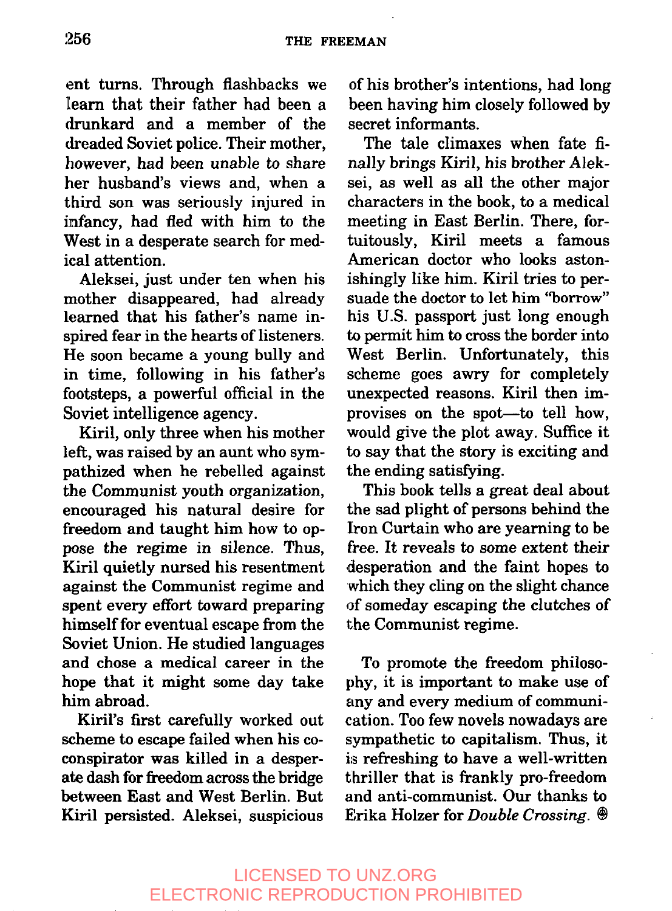ent turns. Through flashbacks we learn that their father had been a drunkard and a member of the dreaded Soviet police. Their mother, however, had been unable to share her husband's views and, when a third son was seriously injured in infancy, had fled with him to the West in a desperate search for medical attention.

Aleksei, just under ten when his mother disappeared, had already learned that his father's name inspired fear in the hearts of listeners. He soon became a young bully and in time, following in his father's footsteps, a powerful official in the Soviet intelligence agency.

Kiril, only three when his mother left, was raised by an aunt who sympathized when he rebelled against the Communist youth organization, encouraged his natural desire for freedom and taught him how to oppose the regime in silence. Thus, Kiril quietly nursed his resentment against the Communist regime and spent every effort toward preparing himself for eventual escape from the Soviet Union. He studied languages and chose a medical career in the hope that it might some day take him abroad.

Kiril's first carefully worked out scheme to escape failed when his co-conspirator was killed in a desperate dash for freedom across the bridge between East and West Berlin. But Kiril persisted. Aleksei, suspicious of his brother's intentions, had long been having him closely followed by secret informants.

The tale climaxes when fate finally brings Kiril, his brother Aleksei, as well as all the other major characters in the book, to a medical meeting in East Berlin. There, fortuitously, Kiril meets a famous American doctor who looks astonishingly like him. Kiril tries to persuade the doctor to let him "borrow" his U.S. passport just long enough to permit him to cross the border into West Berlin. Unfortunately, this scheme goes awry for completely unexpected reasons. Kiril then improvises on the spot—to tell how, would give the plot away. Suffice it to say that the story is exciting and the ending satisfying.

This book tells a great deal about the sad plight of persons behind the Iron Curtain who are yearning to be free. It reveals to some extent their desperation and the faint hopes to which they cling on the slight chance of someday escaping the clutches of the Communist regime.

To promote the freedom philosophy, it is important to make use of any and every medium of communication. Too few novels nowadays are sympathetic to capitalism. Thus, it is refreshing to have a well-written thriller that is frankly pro-freedom and anti-communist. Our thanks to Erika Holzer for *Double Crossing*.